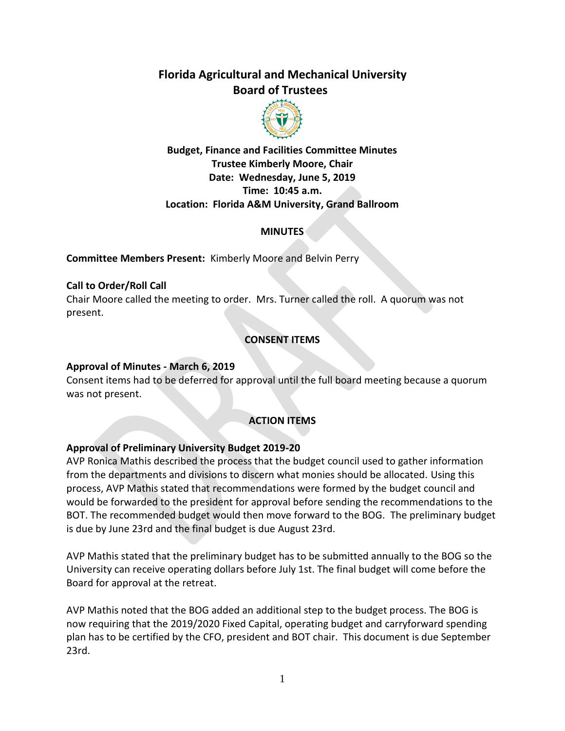# Florida Agricultural and Mechanical University
# Board of Trustees

**Budget, Finance and Facilities Committee Minutes**
**Trustee Kimberly Moore, Chair**
**Date: Wednesday, June 5, 2019**
**Time: 10:45 a.m.**
**Location: Florida A&M University, Grand Ballroom**

## MINUTES

**Committee Members Present:** Kimberly Moore and Belvin Perry

**Call to Order/Roll Call**
Chair Moore called the meeting to order. Mrs. Turner called the roll. A quorum was not present.

## CONSENT ITEMS

**Approval of Minutes - March 6, 2019**
Consent items had to be deferred for approval until the full board meeting because a quorum was not present.

## ACTION ITEMS

**Approval of Preliminary University Budget 2019-20**
AVP Ronica Mathis described the process that the budget council used to gather information from the departments and divisions to discern what monies should be allocated. Using this process, AVP Mathis stated that recommendations were formed by the budget council and would be forwarded to the president for approval before sending the recommendations to the BOT. The recommended budget would then move forward to the BOG. The preliminary budget is due by June 23rd and the final budget is due August 23rd.

AVP Mathis stated that the preliminary budget has to be submitted annually to the BOG so the University can receive operating dollars before July 1st. The final budget will come before the Board for approval at the retreat.

AVP Mathis noted that the BOG added an additional step to the budget process. The BOG is now requiring that the 2019/2020 Fixed Capital, operating budget and carryforward spending plan has to be certified by the CFO, president and BOT chair. This document is due September 23rd.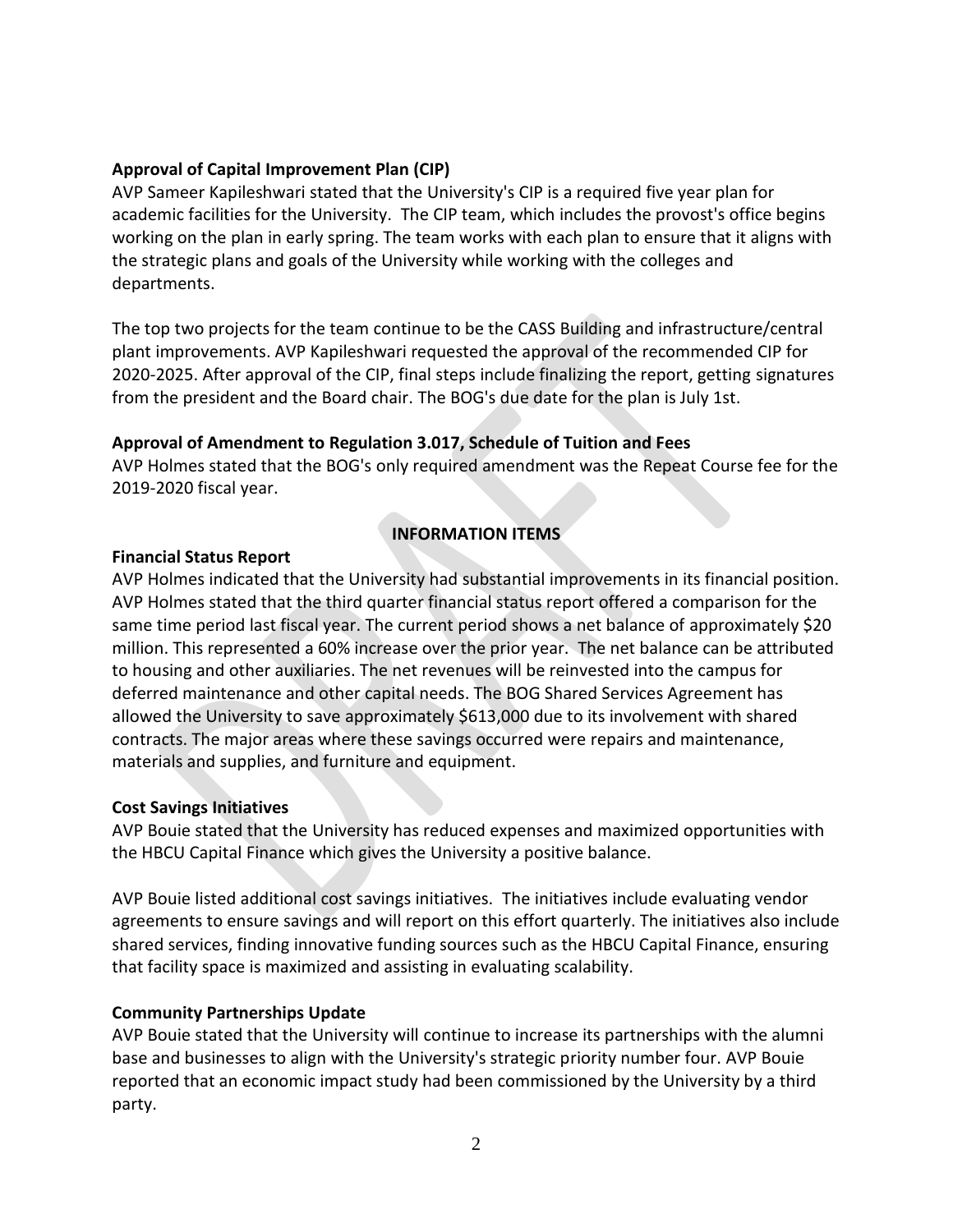**Approval of Capital Improvement Plan (CIP)**

AVP Sameer Kapileshwari stated that the University's CIP is a required five year plan for academic facilities for the University. The CIP team, which includes the provost's office begins working on the plan in early spring. The team works with each plan to ensure that it aligns with the strategic plans and goals of the University while working with the colleges and departments.

The top two projects for the team continue to be the CASS Building and infrastructure/central plant improvements. AVP Kapileshwari requested the approval of the recommended CIP for 2020-2025. After approval of the CIP, final steps include finalizing the report, getting signatures from the president and the Board chair. The BOG's due date for the plan is July 1st.

**Approval of Amendment to Regulation 3.017, Schedule of Tuition and Fees**

AVP Holmes stated that the BOG's only required amendment was the Repeat Course fee for the 2019-2020 fiscal year.

## INFORMATION ITEMS

**Financial Status Report**

AVP Holmes indicated that the University had substantial improvements in its financial position. AVP Holmes stated that the third quarter financial status report offered a comparison for the same time period last fiscal year. The current period shows a net balance of approximately $20 million. This represented a 60% increase over the prior year. The net balance can be attributed to housing and other auxiliaries. The net revenues will be reinvested into the campus for deferred maintenance and other capital needs. The BOG Shared Services Agreement has allowed the University to save approximately $613,000 due to its involvement with shared contracts. The major areas where these savings occurred were repairs and maintenance, materials and supplies, and furniture and equipment.

**Cost Savings Initiatives**

AVP Bouie stated that the University has reduced expenses and maximized opportunities with the HBCU Capital Finance which gives the University a positive balance.

AVP Bouie listed additional cost savings initiatives. The initiatives include evaluating vendor agreements to ensure savings and will report on this effort quarterly. The initiatives also include shared services, finding innovative funding sources such as the HBCU Capital Finance, ensuring that facility space is maximized and assisting in evaluating scalability.

**Community Partnerships Update**

AVP Bouie stated that the University will continue to increase its partnerships with the alumni base and businesses to align with the University's strategic priority number four. AVP Bouie reported that an economic impact study had been commissioned by the University by a third party.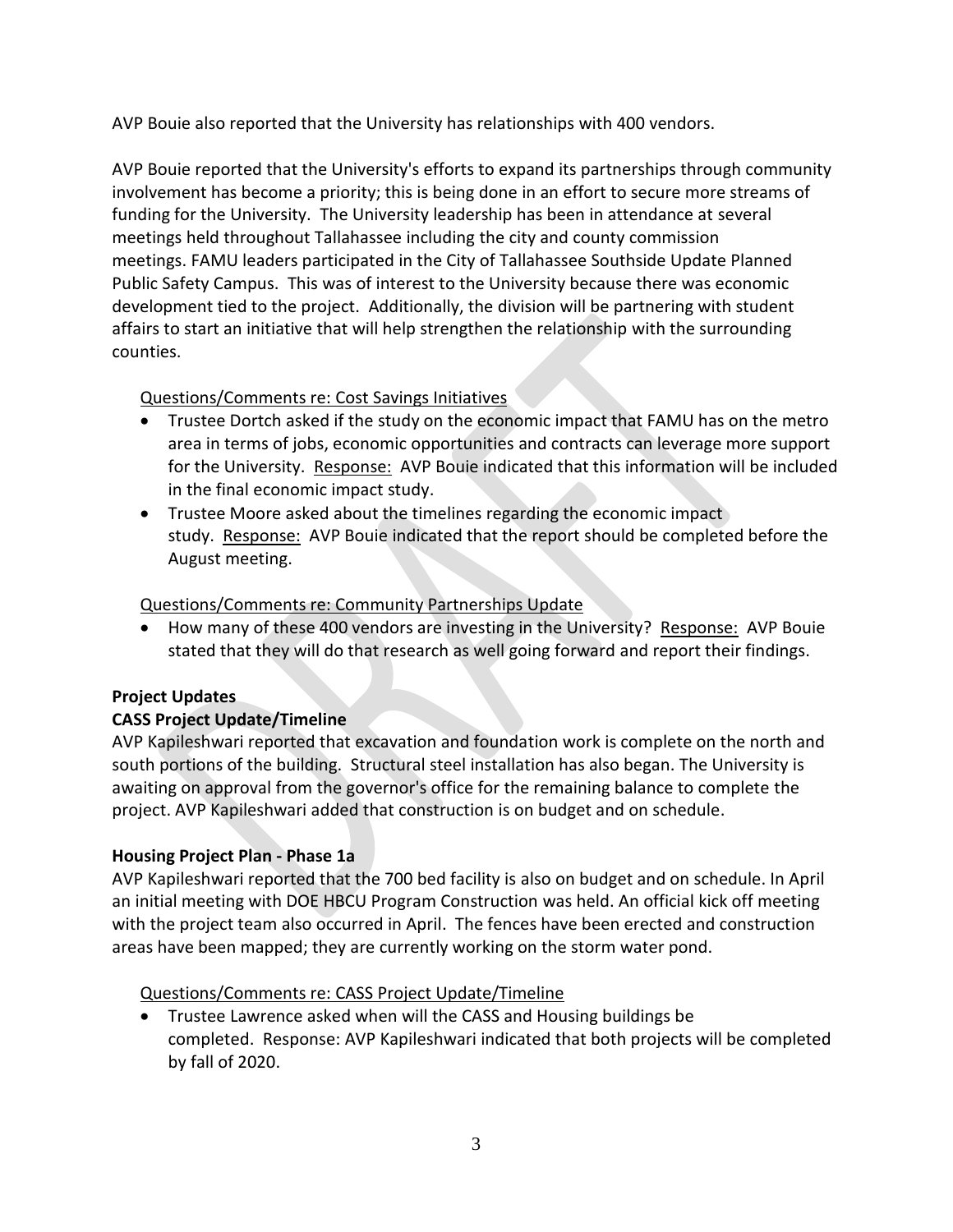AVP Bouie also reported that the University has relationships with 400 vendors.

AVP Bouie reported that the University's efforts to expand its partnerships through community involvement has become a priority; this is being done in an effort to secure more streams of funding for the University. The University leadership has been in attendance at several meetings held throughout Tallahassee including the city and county commission meetings. FAMU leaders participated in the City of Tallahassee Southside Update Planned Public Safety Campus. This was of interest to the University because there was economic development tied to the project. Additionally, the division will be partnering with student affairs to start an initiative that will help strengthen the relationship with the surrounding counties.

Questions/Comments re: Cost Savings Initiatives

- Trustee Dortch asked if the study on the economic impact that FAMU has on the metro area in terms of jobs, economic opportunities and contracts can leverage more support for the University. Response: AVP Bouie indicated that this information will be included in the final economic impact study.
- Trustee Moore asked about the timelines regarding the economic impact study. Response: AVP Bouie indicated that the report should be completed before the August meeting.

Questions/Comments re: Community Partnerships Update

- How many of these 400 vendors are investing in the University? Response: AVP Bouie stated that they will do that research as well going forward and report their findings.

**Project Updates**

**CASS Project Update/Timeline**

AVP Kapileshwari reported that excavation and foundation work is complete on the north and south portions of the building. Structural steel installation has also began. The University is awaiting on approval from the governor's office for the remaining balance to complete the project. AVP Kapileshwari added that construction is on budget and on schedule.

**Housing Project Plan - Phase 1a**

AVP Kapileshwari reported that the 700 bed facility is also on budget and on schedule. In April an initial meeting with DOE HBCU Program Construction was held. An official kick off meeting with the project team also occurred in April. The fences have been erected and construction areas have been mapped; they are currently working on the storm water pond.

Questions/Comments re: CASS Project Update/Timeline

- Trustee Lawrence asked when will the CASS and Housing buildings be completed. Response: AVP Kapileshwari indicated that both projects will be completed by fall of 2020.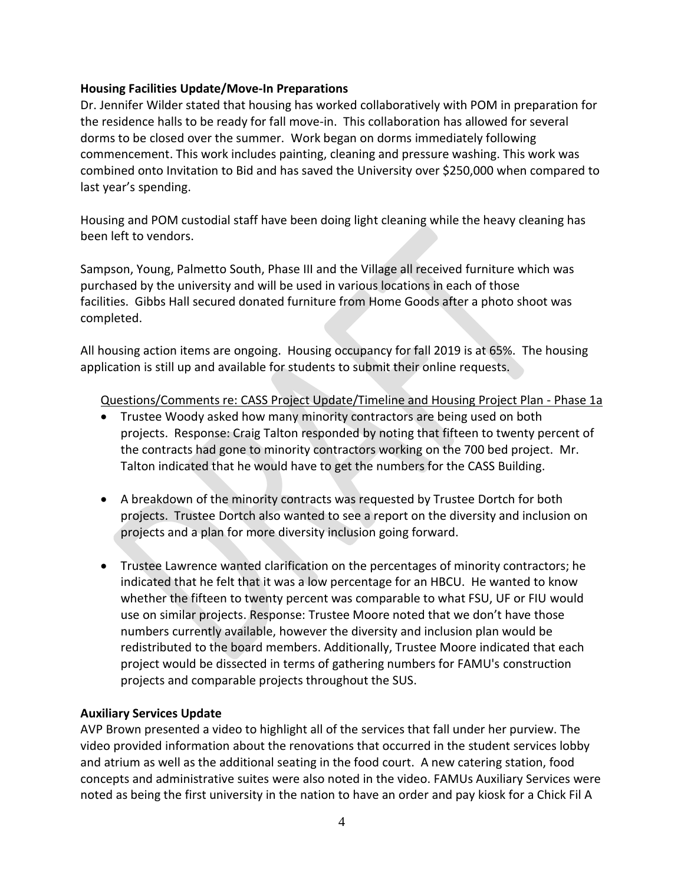**Housing Facilities Update/Move-In Preparations**

Dr. Jennifer Wilder stated that housing has worked collaboratively with POM in preparation for the residence halls to be ready for fall move-in. This collaboration has allowed for several dorms to be closed over the summer. Work began on dorms immediately following commencement. This work includes painting, cleaning and pressure washing. This work was combined onto Invitation to Bid and has saved the University over $250,000 when compared to last year's spending.

Housing and POM custodial staff have been doing light cleaning while the heavy cleaning has been left to vendors.

Sampson, Young, Palmetto South, Phase III and the Village all received furniture which was purchased by the university and will be used in various locations in each of those facilities. Gibbs Hall secured donated furniture from Home Goods after a photo shoot was completed.

All housing action items are ongoing. Housing occupancy for fall 2019 is at 65%. The housing application is still up and available for students to submit their online requests.

Questions/Comments re: CASS Project Update/Timeline and Housing Project Plan - Phase 1a

- Trustee Woody asked how many minority contractors are being used on both projects. Response: Craig Talton responded by noting that fifteen to twenty percent of the contracts had gone to minority contractors working on the 700 bed project. Mr. Talton indicated that he would have to get the numbers for the CASS Building.

- A breakdown of the minority contracts was requested by Trustee Dortch for both projects. Trustee Dortch also wanted to see a report on the diversity and inclusion on projects and a plan for more diversity inclusion going forward.

- Trustee Lawrence wanted clarification on the percentages of minority contractors; he indicated that he felt that it was a low percentage for an HBCU. He wanted to know whether the fifteen to twenty percent was comparable to what FSU, UF or FIU would use on similar projects. Response: Trustee Moore noted that we don't have those numbers currently available, however the diversity and inclusion plan would be redistributed to the board members. Additionally, Trustee Moore indicated that each project would be dissected in terms of gathering numbers for FAMU's construction projects and comparable projects throughout the SUS.

**Auxiliary Services Update**

AVP Brown presented a video to highlight all of the services that fall under her purview. The video provided information about the renovations that occurred in the student services lobby and atrium as well as the additional seating in the food court. A new catering station, food concepts and administrative suites were also noted in the video. FAMUs Auxiliary Services were noted as being the first university in the nation to have an order and pay kiosk for a Chick Fil A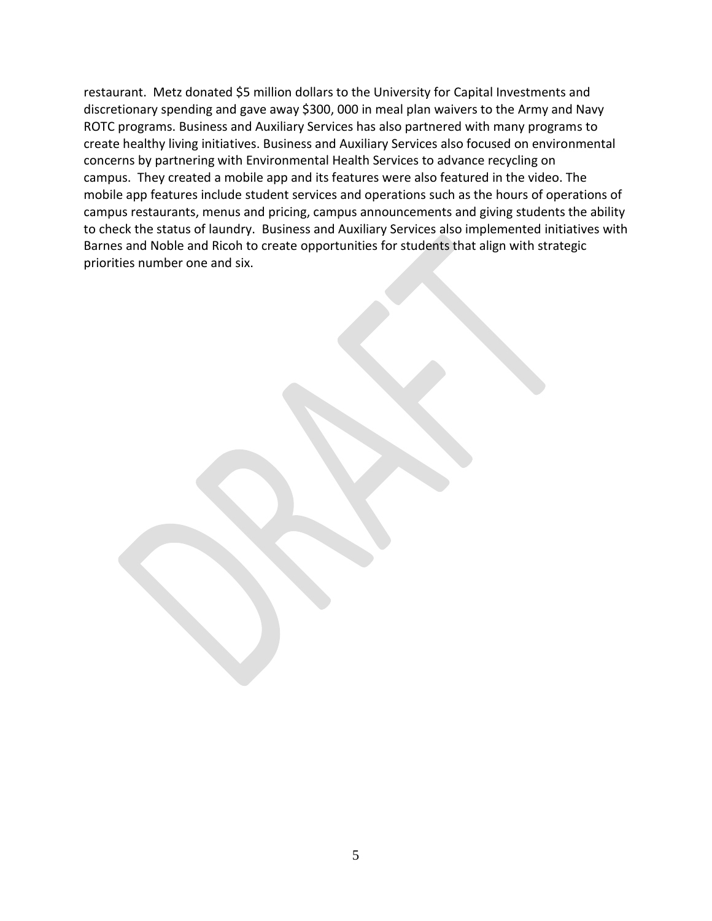restaurant.  Metz donated $5 million dollars to the University for Capital Investments and discretionary spending and gave away $300, 000 in meal plan waivers to the Army and Navy ROTC programs. Business and Auxiliary Services has also partnered with many programs to create healthy living initiatives. Business and Auxiliary Services also focused on environmental concerns by partnering with Environmental Health Services to advance recycling on campus.  They created a mobile app and its features were also featured in the video. The mobile app features include student services and operations such as the hours of operations of campus restaurants, menus and pricing, campus announcements and giving students the ability to check the status of laundry.  Business and Auxiliary Services also implemented initiatives with Barnes and Noble and Ricoh to create opportunities for students that align with strategic priorities number one and six.